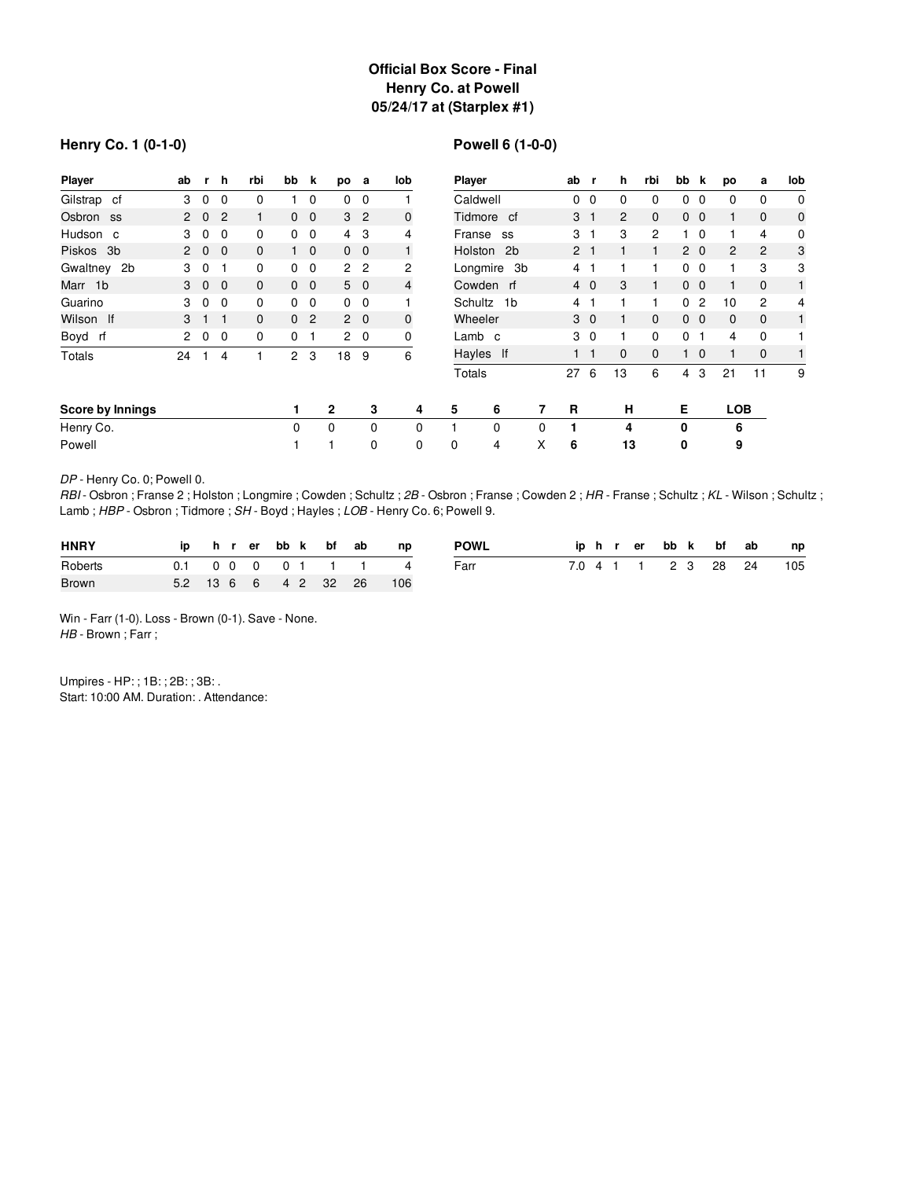# Official Box Score - Final
## Henry Co. at Powell
## 05/24/17 at (Starplex #1)

### Henry Co. 1 (0-1-0)

| Player | ab | r | h | rbi | bb | k | po | a | lob |
|---|---|---|---|---|---|---|---|---|---|
| Gilstrap cf | 3 | 0 | 0 | 0 | 1 | 0 | 0 | 0 | 1 |
| Osbron ss | 2 | 0 | 2 | 1 | 0 | 0 | 3 | 2 | 0 |
| Hudson c | 3 | 0 | 0 | 0 | 0 | 0 | 4 | 3 | 4 |
| Piskos 3b | 2 | 0 | 0 | 0 | 1 | 0 | 0 | 0 | 1 |
| Gwaltney 2b | 3 | 0 | 1 | 0 | 0 | 0 | 2 | 2 | 2 |
| Marr 1b | 3 | 0 | 0 | 0 | 0 | 0 | 5 | 0 | 4 |
| Guarino | 3 | 0 | 0 | 0 | 0 | 0 | 0 | 0 | 1 |
| Wilson lf | 3 | 1 | 1 | 0 | 0 | 2 | 2 | 0 | 0 |
| Boyd rf | 2 | 0 | 0 | 0 | 0 | 1 | 2 | 0 | 0 |
| Totals | 24 | 1 | 4 | 1 | 2 | 3 | 18 | 9 | 6 |

### Powell 6 (1-0-0)

| Player | ab | r | h | rbi | bb | k | po | a | lob |
|---|---|---|---|---|---|---|---|---|---|
| Caldwell | 0 | 0 | 0 | 0 | 0 | 0 | 0 | 0 | 0 |
| Tidmore cf | 3 | 1 | 2 | 0 | 0 | 0 | 1 | 0 | 0 |
| Franse ss | 3 | 1 | 3 | 2 | 1 | 0 | 1 | 4 | 0 |
| Holston 2b | 2 | 1 | 1 | 1 | 2 | 0 | 2 | 2 | 3 |
| Longmire 3b | 4 | 1 | 1 | 1 | 0 | 0 | 1 | 3 | 3 |
| Cowden rf | 4 | 0 | 3 | 1 | 0 | 0 | 1 | 0 | 1 |
| Schultz 1b | 4 | 1 | 1 | 1 | 0 | 2 | 10 | 2 | 4 |
| Wheeler | 3 | 0 | 1 | 0 | 0 | 0 | 0 | 0 | 1 |
| Lamb c | 3 | 0 | 1 | 0 | 0 | 1 | 4 | 0 | 1 |
| Hayles lf | 1 | 1 | 0 | 0 | 1 | 0 | 1 | 0 | 1 |
| Totals | 27 | 6 | 13 | 6 | 4 | 3 | 21 | 11 | 9 |

| Score by Innings | 1 | 2 | 3 | 4 | 5 | 6 | 7 | R | H | E | LOB |
|---|---|---|---|---|---|---|---|---|---|---|---|
| Henry Co. | 0 | 0 | 0 | 0 | 1 | 0 | 0 | 1 | 4 | 0 | 6 |
| Powell | 1 | 1 | 0 | 0 | 0 | 4 | X | 6 | 13 | 0 | 9 |

*DP* - Henry Co. 0; Powell 0.
*RBI* - Osbron ; Franse 2 ; Holston ; Longmire ; Cowden ; Schultz ; *2B* - Osbron ; Franse ; Cowden 2 ; *HR* - Franse ; Schultz ; *KL* - Wilson ; Schultz ; Lamb ; *HBP* - Osbron ; Tidmore ; *SH* - Boyd ; Hayles ; *LOB* - Henry Co. 6; Powell 9.

| HNRY | ip | h | r | er | bb | k | bf | ab | np |
|---|---|---|---|---|---|---|---|---|---|
| Roberts | 0.1 | 0 | 0 | 0 | 0 | 1 | 1 | 1 | 4 |
| Brown | 5.2 | 13 | 6 | 6 | 4 | 2 | 32 | 26 | 106 |

| POWL | ip | h | r | er | bb | k | bf | ab | np |
|---|---|---|---|---|---|---|---|---|---|
| Farr | 7.0 | 4 | 1 | 1 | 2 | 3 | 28 | 24 | 105 |

Win - Farr (1-0). Loss - Brown (0-1). Save - None.
*HB* - Brown ; Farr ;

Umpires - HP: ; 1B: ; 2B: ; 3B: .
Start: 10:00 AM. Duration: . Attendance: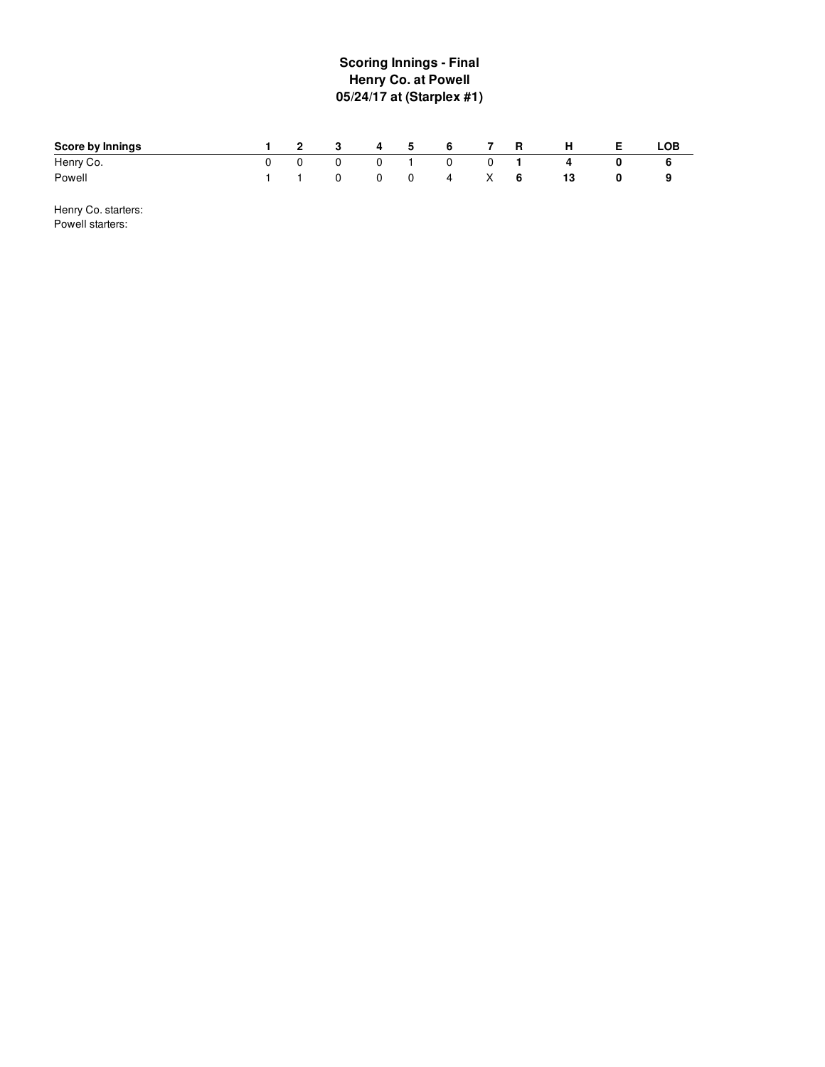**Scoring Innings - Final**
**Henry Co. at Powell**
**05/24/17 at (Starplex #1)**

| Score by Innings | 1 | 2 | 3 | 4 | 5 | 6 | 7 | R | H | E | LOB |
|---|---|---|---|---|---|---|---|---|---|---|---|
| Henry Co. | 0 | 0 | 0 | 0 | 1 | 0 | 0 | **1** | **4** | **0** | **6** |
| Powell | 1 | 1 | 0 | 0 | 0 | 4 | X | **6** | **13** | **0** | **9** |

Henry Co. starters:
Powell starters: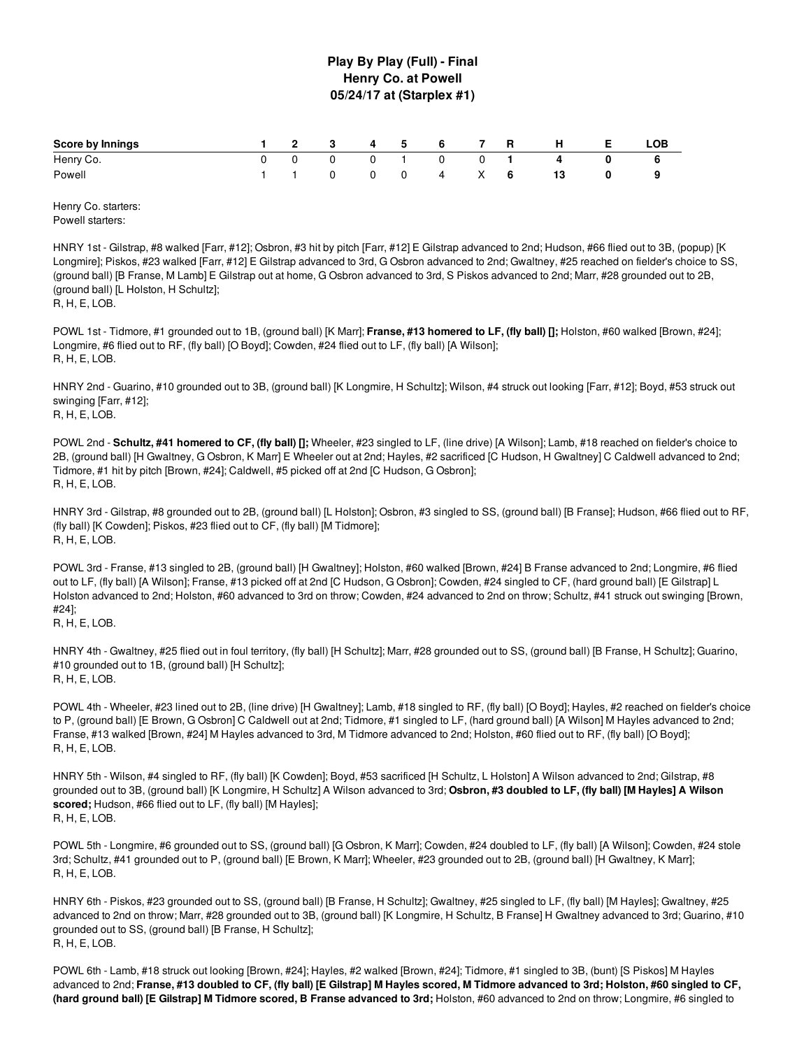# Play By Play (Full) - Final
## Henry Co. at Powell
### 05/24/17 at (Starplex #1)

| Score by Innings | 1 | 2 | 3 | 4 | 5 | 6 | 7 | R | H | E | LOB |
|---|---|---|---|---|---|---|---|---|---|---|---|
| Henry Co. | 0 | 0 | 0 | 0 | 1 | 0 | 0 | **1** | **4** | **0** | **6** |
| Powell | 1 | 1 | 0 | 0 | 0 | 4 | X | **6** | **13** | **0** | **9** |

Henry Co. starters:
Powell starters:

HNRY 1st - Gilstrap, #8 walked [Farr, #12]; Osbron, #3 hit by pitch [Farr, #12] E Gilstrap advanced to 2nd; Hudson, #66 flied out to 3B, (popup) [K Longmire]; Piskos, #23 walked [Farr, #12] E Gilstrap advanced to 3rd, G Osbron advanced to 2nd; Gwaltney, #25 reached on fielder's choice to SS, (ground ball) [B Franse, M Lamb] E Gilstrap out at home, G Osbron advanced to 3rd, S Piskos advanced to 2nd; Marr, #28 grounded out to 2B, (ground ball) [L Holston, H Schultz];
R, H, E, LOB.

POWL 1st - Tidmore, #1 grounded out to 1B, (ground ball) [K Marr]; **Franse, #13 homered to LF, (fly ball) [];** Holston, #60 walked [Brown, #24]; Longmire, #6 flied out to RF, (fly ball) [O Boyd]; Cowden, #24 flied out to LF, (fly ball) [A Wilson];
R, H, E, LOB.

HNRY 2nd - Guarino, #10 grounded out to 3B, (ground ball) [K Longmire, H Schultz]; Wilson, #4 struck out looking [Farr, #12]; Boyd, #53 struck out swinging [Farr, #12];
R, H, E, LOB.

POWL 2nd - **Schultz, #41 homered to CF, (fly ball) [];** Wheeler, #23 singled to LF, (line drive) [A Wilson]; Lamb, #18 reached on fielder's choice to 2B, (ground ball) [H Gwaltney, G Osbron, K Marr] E Wheeler out at 2nd; Hayles, #2 sacrificed [C Hudson, H Gwaltney] C Caldwell advanced to 2nd; Tidmore, #1 hit by pitch [Brown, #24]; Caldwell, #5 picked off at 2nd [C Hudson, G Osbron];
R, H, E, LOB.

HNRY 3rd - Gilstrap, #8 grounded out to 2B, (ground ball) [L Holston]; Osbron, #3 singled to SS, (ground ball) [B Franse]; Hudson, #66 flied out to RF, (fly ball) [K Cowden]; Piskos, #23 flied out to CF, (fly ball) [M Tidmore];
R, H, E, LOB.

POWL 3rd - Franse, #13 singled to 2B, (ground ball) [H Gwaltney]; Holston, #60 walked [Brown, #24] B Franse advanced to 2nd; Longmire, #6 flied out to LF, (fly ball) [A Wilson]; Franse, #13 picked off at 2nd [C Hudson, G Osbron]; Cowden, #24 singled to CF, (hard ground ball) [E Gilstrap] L Holston advanced to 2nd; Holston, #60 advanced to 3rd on throw; Cowden, #24 advanced to 2nd on throw; Schultz, #41 struck out swinging [Brown, #24];
R, H, E, LOB.

HNRY 4th - Gwaltney, #25 flied out in foul territory, (fly ball) [H Schultz]; Marr, #28 grounded out to SS, (ground ball) [B Franse, H Schultz]; Guarino, #10 grounded out to 1B, (ground ball) [H Schultz];
R, H, E, LOB.

POWL 4th - Wheeler, #23 lined out to 2B, (line drive) [H Gwaltney]; Lamb, #18 singled to RF, (fly ball) [O Boyd]; Hayles, #2 reached on fielder's choice to P, (ground ball) [E Brown, G Osbron] C Caldwell out at 2nd; Tidmore, #1 singled to LF, (hard ground ball) [A Wilson] M Hayles advanced to 2nd; Franse, #13 walked [Brown, #24] M Hayles advanced to 3rd, M Tidmore advanced to 2nd; Holston, #60 flied out to RF, (fly ball) [O Boyd];
R, H, E, LOB.

HNRY 5th - Wilson, #4 singled to RF, (fly ball) [K Cowden]; Boyd, #53 sacrificed [H Schultz, L Holston] A Wilson advanced to 2nd; Gilstrap, #8 grounded out to 3B, (ground ball) [K Longmire, H Schultz] A Wilson advanced to 3rd; **Osbron, #3 doubled to LF, (fly ball) [M Hayles] A Wilson scored;** Hudson, #66 flied out to LF, (fly ball) [M Hayles];
R, H, E, LOB.

POWL 5th - Longmire, #6 grounded out to SS, (ground ball) [G Osbron, K Marr]; Cowden, #24 doubled to LF, (fly ball) [A Wilson]; Cowden, #24 stole 3rd; Schultz, #41 grounded out to P, (ground ball) [E Brown, K Marr]; Wheeler, #23 grounded out to 2B, (ground ball) [H Gwaltney, K Marr];
R, H, E, LOB.

HNRY 6th - Piskos, #23 grounded out to SS, (ground ball) [B Franse, H Schultz]; Gwaltney, #25 singled to LF, (fly ball) [M Hayles]; Gwaltney, #25 advanced to 2nd on throw; Marr, #28 grounded out to 3B, (ground ball) [K Longmire, H Schultz, B Franse] H Gwaltney advanced to 3rd; Guarino, #10 grounded out to SS, (ground ball) [B Franse, H Schultz];
R, H, E, LOB.

POWL 6th - Lamb, #18 struck out looking [Brown, #24]; Hayles, #2 walked [Brown, #24]; Tidmore, #1 singled to 3B, (bunt) [S Piskos] M Hayles advanced to 2nd; **Franse, #13 doubled to CF, (fly ball) [E Gilstrap] M Hayles scored, M Tidmore advanced to 3rd; Holston, #60 singled to CF, (hard ground ball) [E Gilstrap] M Tidmore scored, B Franse advanced to 3rd;** Holston, #60 advanced to 2nd on throw; Longmire, #6 singled to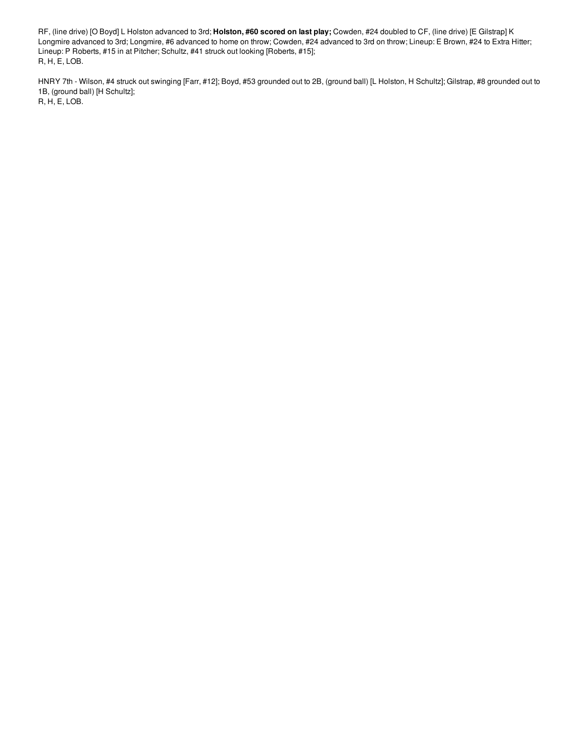RF, (line drive) [O Boyd] L Holston advanced to 3rd; **Holston, #60 scored on last play;** Cowden, #24 doubled to CF, (line drive) [E Gilstrap] K Longmire advanced to 3rd; Longmire, #6 advanced to home on throw; Cowden, #24 advanced to 3rd on throw; Lineup: E Brown, #24 to Extra Hitter; Lineup: P Roberts, #15 in at Pitcher; Schultz, #41 struck out looking [Roberts, #15];
R, H, E, LOB.

HNRY 7th - Wilson, #4 struck out swinging [Farr, #12]; Boyd, #53 grounded out to 2B, (ground ball) [L Holston, H Schultz]; Gilstrap, #8 grounded out to 1B, (ground ball) [H Schultz];
R, H, E, LOB.